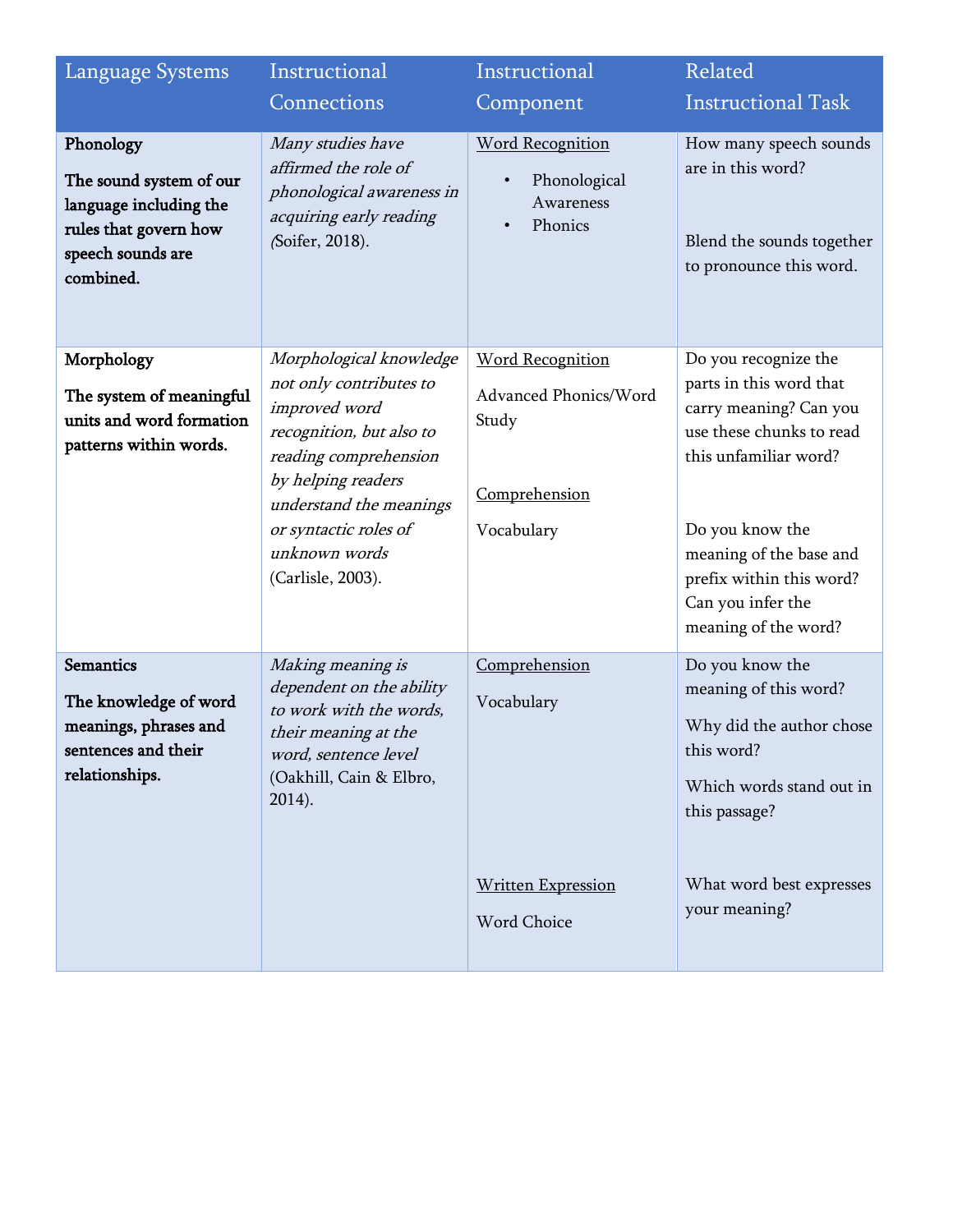| Language Systems | Instructional Connections | Instructional Component | Related Instructional Task |
|---|---|---|---|
| **Phonology**<br><br>**The sound system of our language including the rules that govern how speech sounds are combined.** | *Many studies have affirmed the role of phonological awareness in acquiring early reading (*Soifer, 2018). | <u>Word Recognition</u><br>• Phonological Awareness<br>• Phonics | How many speech sounds are in this word?<br><br>Blend the sounds together to pronounce this word. |
| **Morphology**<br><br>**The system of meaningful units and word formation patterns within words.** | *Morphological knowledge not only contributes to improved word recognition, but also to reading comprehension by helping readers understand the meanings or syntactic roles of unknown words* (Carlisle, 2003). | <u>Word Recognition</u><br>Advanced Phonics/Word Study<br><br><u>Comprehension</u><br>Vocabulary | Do you recognize the parts in this word that carry meaning? Can you use these chunks to read this unfamiliar word?<br><br>Do you know the meaning of the base and prefix within this word? Can you infer the meaning of the word? |
| **Semantics**<br><br>**The knowledge of word meanings, phrases and sentences and their relationships.** | *Making meaning is dependent on the ability to work with the words, their meaning at the word, sentence level* (Oakhill, Cain & Elbro, 2014). | <u>Comprehension</u><br>Vocabulary<br><br><u>Written Expression</u><br>Word Choice | Do you know the meaning of this word?<br>Why did the author chose this word?<br>Which words stand out in this passage?<br><br>What word best expresses your meaning? |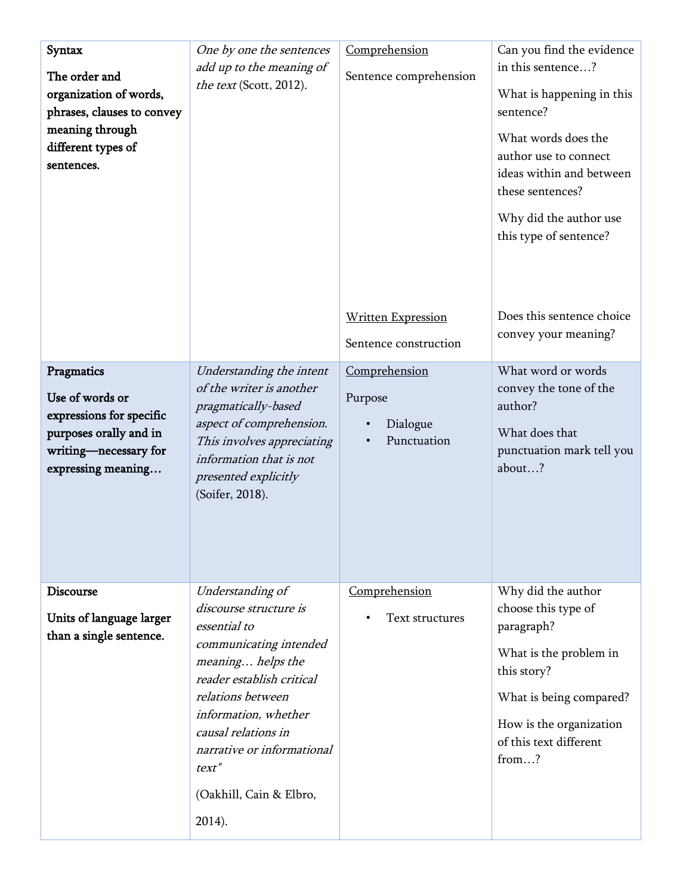| | | | |
|---|---|---|---|
| **Syntax**<br><br>**The order and organization of words, phrases, clauses to convey meaning through different types of sentences.** | *One by one the sentences add up to the meaning of the text* (Scott, 2012). | <u>Comprehension</u><br><br>Sentence comprehension<br><br><u>Written Expression</u><br><br>Sentence construction | Can you find the evidence in this sentence…?<br><br>What is happening in this sentence?<br><br>What words does the author use to connect ideas within and between these sentences?<br><br>Why did the author use this type of sentence?<br><br>Does this sentence choice convey your meaning? |
| **Pragmatics**<br><br>**Use of words or expressions for specific purposes orally and in writing—necessary for expressing meaning…** | *Understanding the intent of the writer is another pragmatically-based aspect of comprehension. This involves appreciating information that is not presented explicitly* (Soifer, 2018). | <u>Comprehension</u><br><br>Purpose<br>• Dialogue<br>• Punctuation | What word or words convey the tone of the author?<br><br>What does that punctuation mark tell you about…? |
| **Discourse**<br><br>**Units of language larger than a single sentence.** | *Understanding of discourse structure is essential to communicating intended meaning… helps the reader establish critical relations between information, whether causal relations in narrative or informational text"*<br><br>(Oakhill, Cain & Elbro, 2014). | <u>Comprehension</u><br>• Text structures | Why did the author choose this type of paragraph?<br><br>What is the problem in this story?<br><br>What is being compared?<br><br>How is the organization of this text different from…? |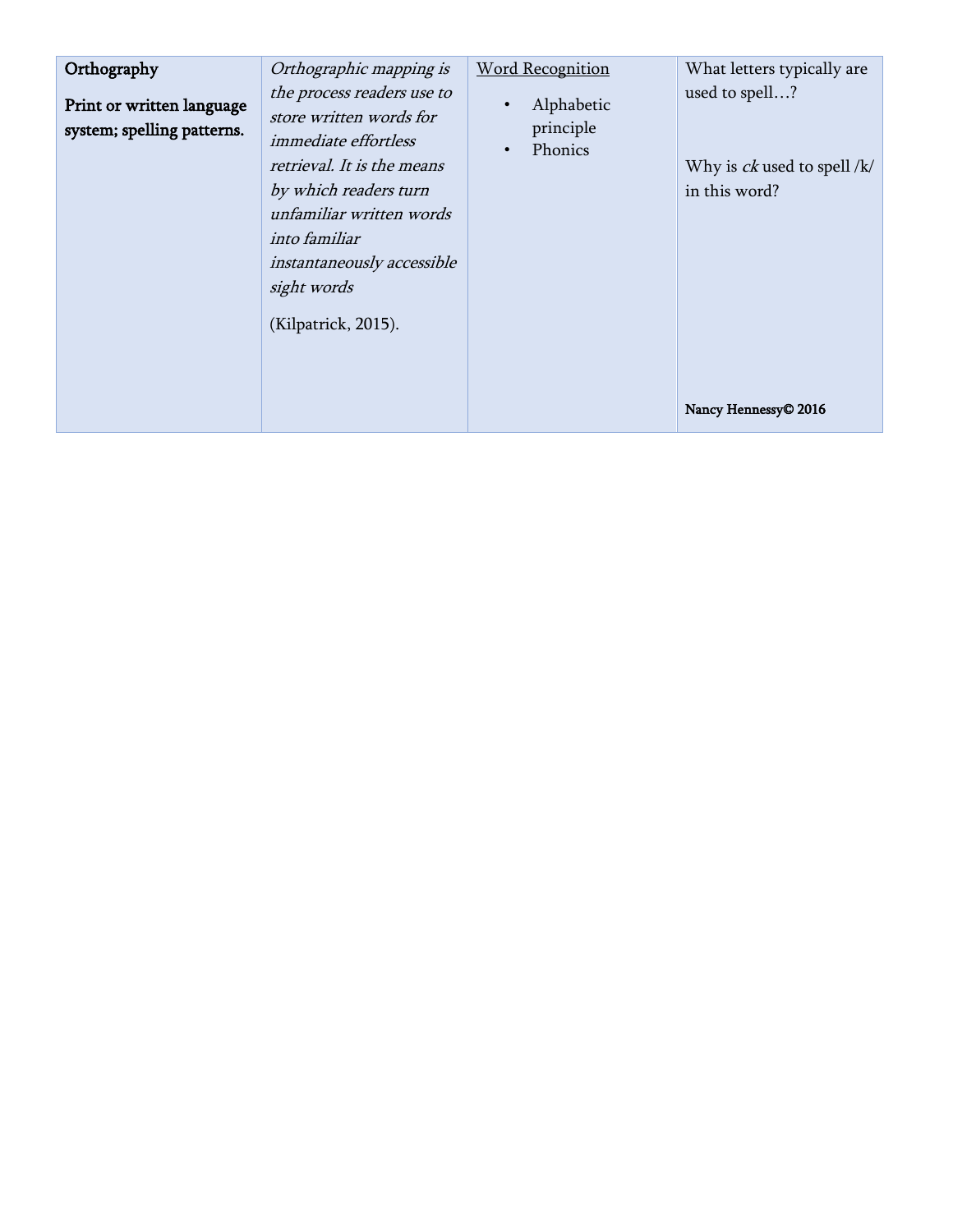| | | | |
|---|---|---|---|
| **Orthography**<br><br>**Print or written language system; spelling patterns.** | *Orthographic mapping is the process readers use to store written words for immediate effortless retrieval. It is the means by which readers turn unfamiliar written words into familiar instantaneously accessible sight words*<br><br>(Kilpatrick, 2015). | <u>Word Recognition</u><br><br>• Alphabetic principle<br>• Phonics | What letters typically are used to spell…?<br><br>Why is *ck* used to spell /k/ in this word?<br><br>**Nancy Hennessy© 2016** |